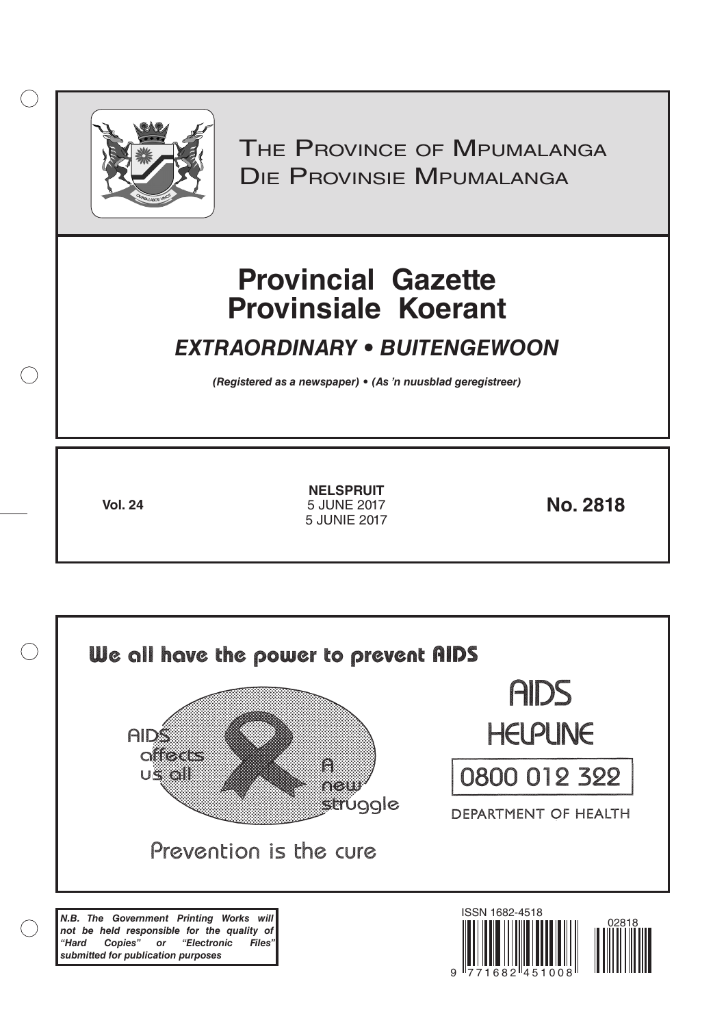THE PROVINCE OF MPUMALANGA
DIE PROVINSIE MPUMALANGA

# Provincial Gazette
# Provinsiale Koerant

## *EXTRAORDINARY • BUITENGEWOON*

***(Registered as a newspaper) • (As 'n nuusblad geregistreer)***

**Vol. 24**

**NELSPRUIT**
5 JUNE 2017
5 JUNIE 2017

**No. 2818**

**We all have the power to prevent AIDS**

AIDS affects us all

A new struggle

Prevention is the cure

AIDS HELPLINE

0800 012 322

DEPARTMENT OF HEALTH

***N.B. The Government Printing Works will not be held responsible for the quality of "Hard Copies" or "Electronic Files" submitted for publication purposes***

ISSN 1682-4518

9 771682 451008 02818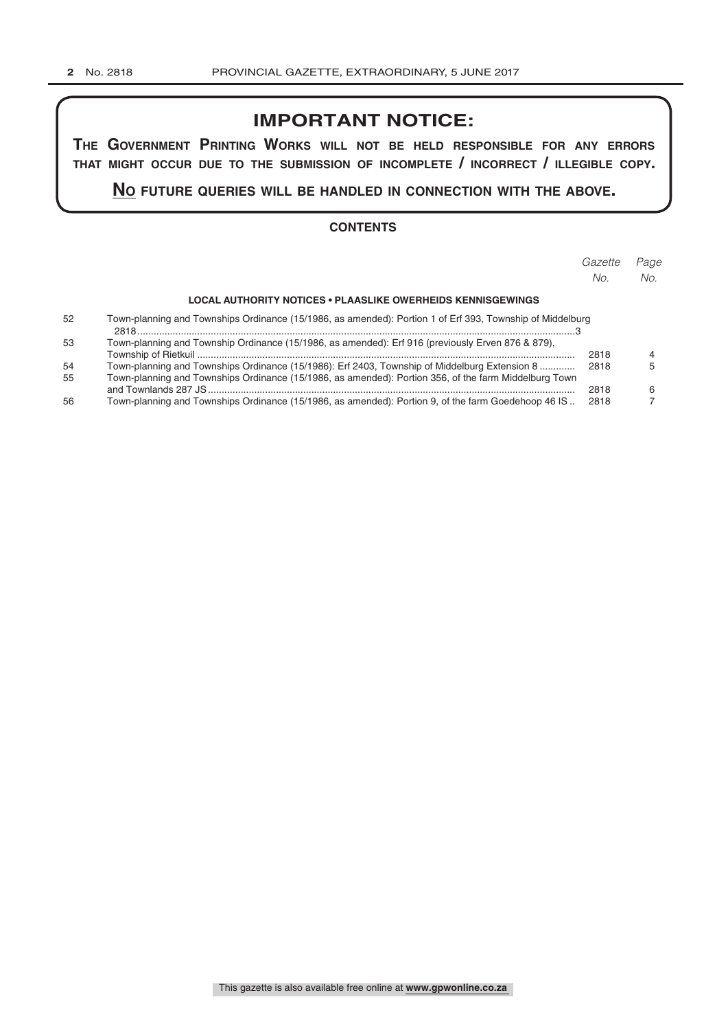## IMPORTANT NOTICE:

**THE GOVERNMENT PRINTING WORKS WILL NOT BE HELD RESPONSIBLE FOR ANY ERRORS THAT MIGHT OCCUR DUE TO THE SUBMISSION OF INCOMPLETE / INCORRECT / ILLEGIBLE COPY.**

**NO FUTURE QUERIES WILL BE HANDLED IN CONNECTION WITH THE ABOVE.**

### CONTENTS

| | | *Gazette No.* | *Page No.* |
|---|---|---|---|
| | **LOCAL AUTHORITY NOTICES • PLAASLIKE OWERHEIDS KENNISGEWINGS** | | |
| 52 | Town-planning and Townships Ordinance (15/1986, as amended): Portion 1 of Erf 393, Township of Middelburg | 2818 | 3 |
| 53 | Town-planning and Township Ordinance (15/1986, as amended): Erf 916 (previously Erven 876 & 879), Township of Rietkuil | 2818 | 4 |
| 54 | Town-planning and Townships Ordinance (15/1986): Erf 2403, Township of Middelburg Extension 8 | 2818 | 5 |
| 55 | Town-planning and Townships Ordinance (15/1986, as amended): Portion 356, of the farm Middelburg Town and Townlands 287 JS | 2818 | 6 |
| 56 | Town-planning and Townships Ordinance (15/1986, as amended): Portion 9, of the farm Goedehoop 46 IS | 2818 | 7 |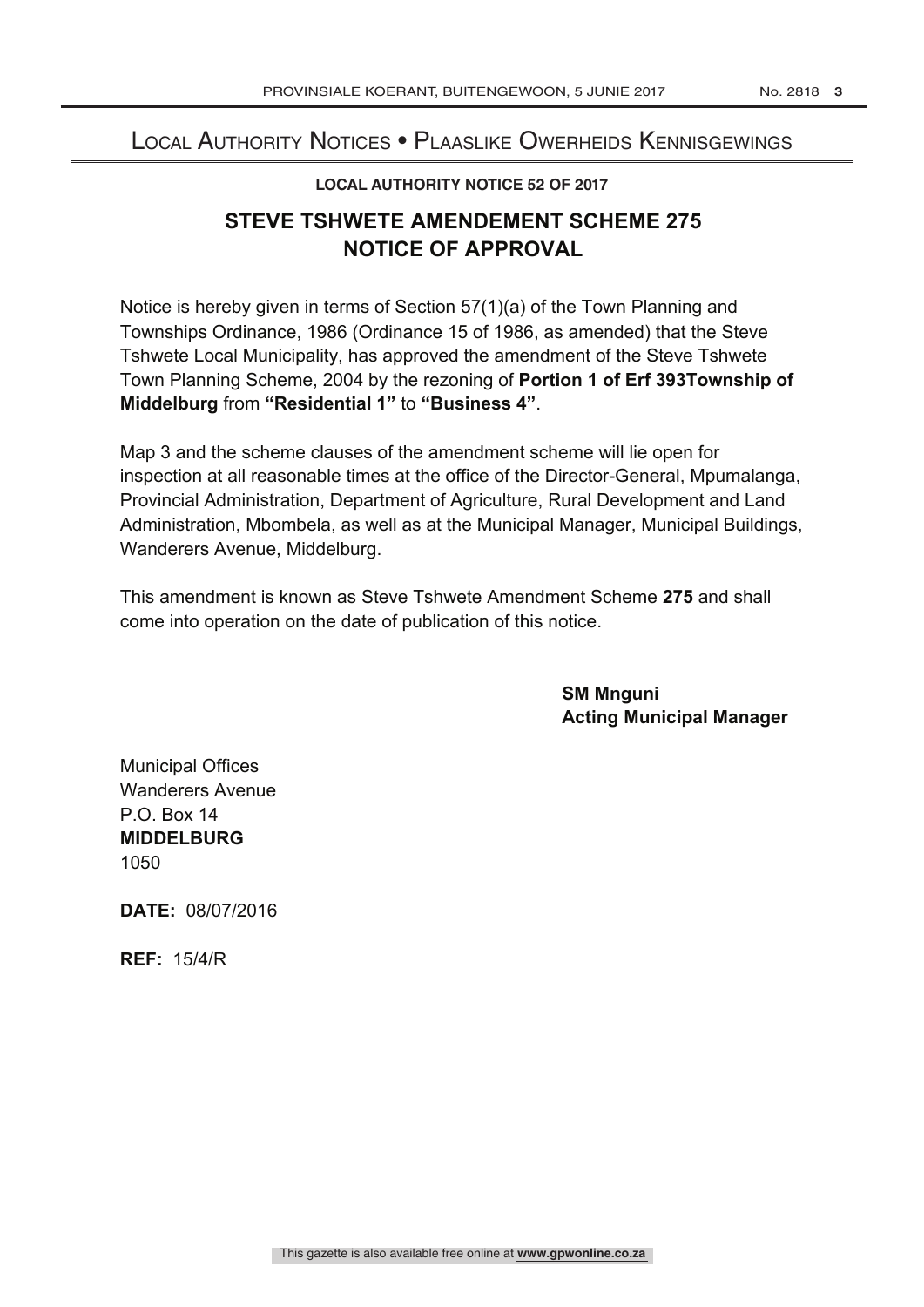# Local Authority Notices • Plaaslike Owerheids Kennisgewings

**LOCAL AUTHORITY NOTICE 52 OF 2017**

## STEVE TSHWETE AMENDEMENT SCHEME 275
## NOTICE OF APPROVAL

Notice is hereby given in terms of Section 57(1)(a) of the Town Planning and Townships Ordinance, 1986 (Ordinance 15 of 1986, as amended) that the Steve Tshwete Local Municipality, has approved the amendment of the Steve Tshwete Town Planning Scheme, 2004 by the rezoning of **Portion 1 of Erf 393Township of Middelburg** from **"Residential 1"** to **"Business 4"**.

Map 3 and the scheme clauses of the amendment scheme will lie open for inspection at all reasonable times at the office of the Director-General, Mpumalanga, Provincial Administration, Department of Agriculture, Rural Development and Land Administration, Mbombela, as well as at the Municipal Manager, Municipal Buildings, Wanderers Avenue, Middelburg.

This amendment is known as Steve Tshwete Amendment Scheme **275** and shall come into operation on the date of publication of this notice.

**SM Mnguni**
**Acting Municipal Manager**

Municipal Offices
Wanderers Avenue
P.O. Box 14
**MIDDELBURG**
1050

**DATE:** 08/07/2016

**REF:** 15/4/R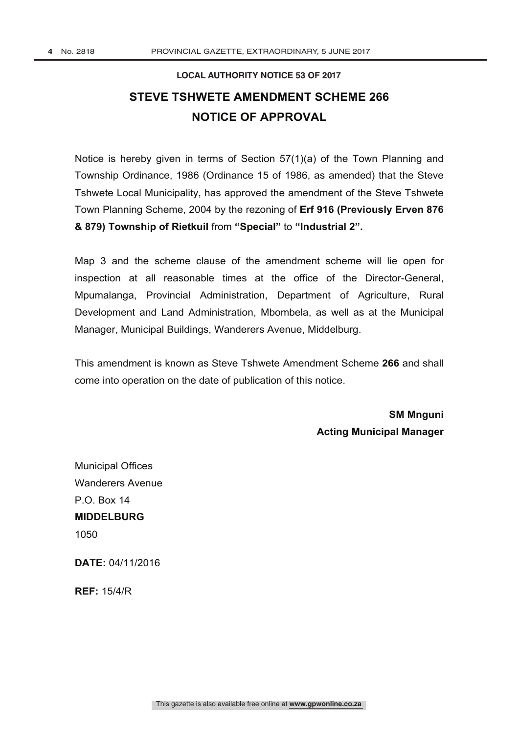**LOCAL AUTHORITY NOTICE 53 OF 2017**

## STEVE TSHWETE AMENDMENT SCHEME 266

## NOTICE OF APPROVAL

Notice is hereby given in terms of Section 57(1)(a) of the Town Planning and Township Ordinance, 1986 (Ordinance 15 of 1986, as amended) that the Steve Tshwete Local Municipality, has approved the amendment of the Steve Tshwete Town Planning Scheme, 2004 by the rezoning of **Erf 916 (Previously Erven 876 & 879) Township of Rietkuil** from **"Special"** to **"Industrial 2".**

Map 3 and the scheme clause of the amendment scheme will lie open for inspection at all reasonable times at the office of the Director-General, Mpumalanga, Provincial Administration, Department of Agriculture, Rural Development and Land Administration, Mbombela, as well as at the Municipal Manager, Municipal Buildings, Wanderers Avenue, Middelburg.

This amendment is known as Steve Tshwete Amendment Scheme **266** and shall come into operation on the date of publication of this notice.

**SM Mnguni**
**Acting Municipal Manager**

Municipal Offices
Wanderers Avenue
P.O. Box 14
**MIDDELBURG**
1050

**DATE:** 04/11/2016

**REF:** 15/4/R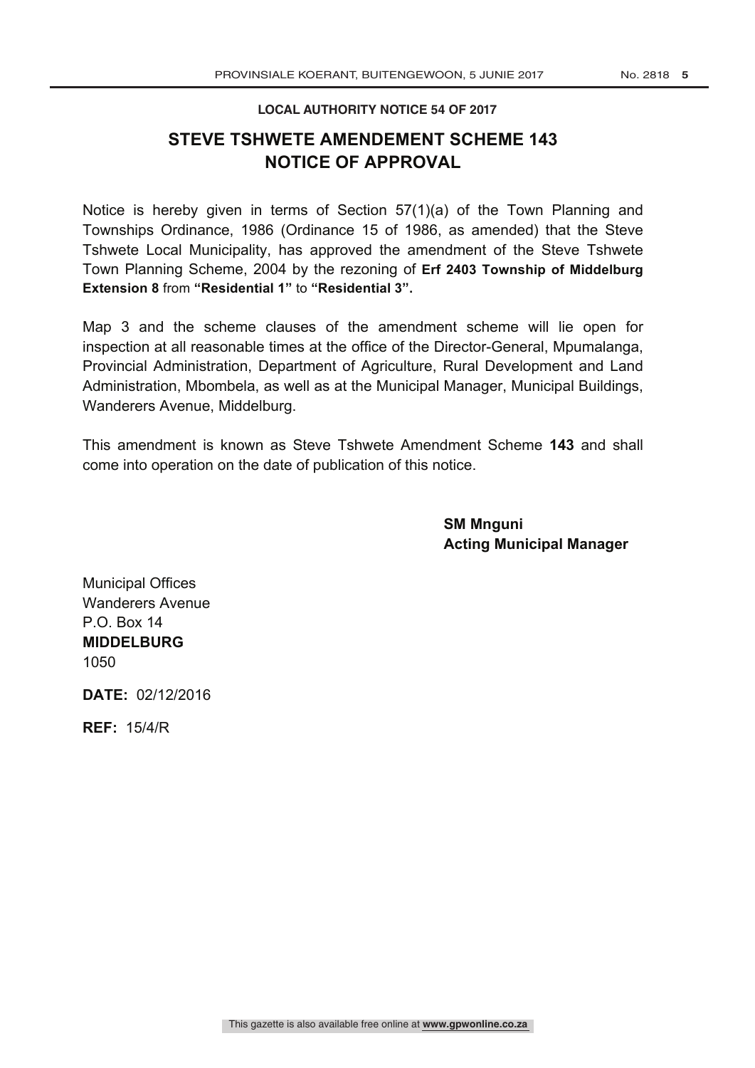**LOCAL AUTHORITY NOTICE 54 OF 2017**

# STEVE TSHWETE AMENDEMENT SCHEME 143 NOTICE OF APPROVAL

Notice is hereby given in terms of Section 57(1)(a) of the Town Planning and Townships Ordinance, 1986 (Ordinance 15 of 1986, as amended) that the Steve Tshwete Local Municipality, has approved the amendment of the Steve Tshwete Town Planning Scheme, 2004 by the rezoning of **Erf 2403 Township of Middelburg Extension 8** from **"Residential 1"** to **"Residential 3".**

Map 3 and the scheme clauses of the amendment scheme will lie open for inspection at all reasonable times at the office of the Director-General, Mpumalanga, Provincial Administration, Department of Agriculture, Rural Development and Land Administration, Mbombela, as well as at the Municipal Manager, Municipal Buildings, Wanderers Avenue, Middelburg.

This amendment is known as Steve Tshwete Amendment Scheme **143** and shall come into operation on the date of publication of this notice.

**SM Mnguni**
**Acting Municipal Manager**

Municipal Offices
Wanderers Avenue
P.O. Box 14
**MIDDELBURG**
1050

**DATE:** 02/12/2016

**REF:** 15/4/R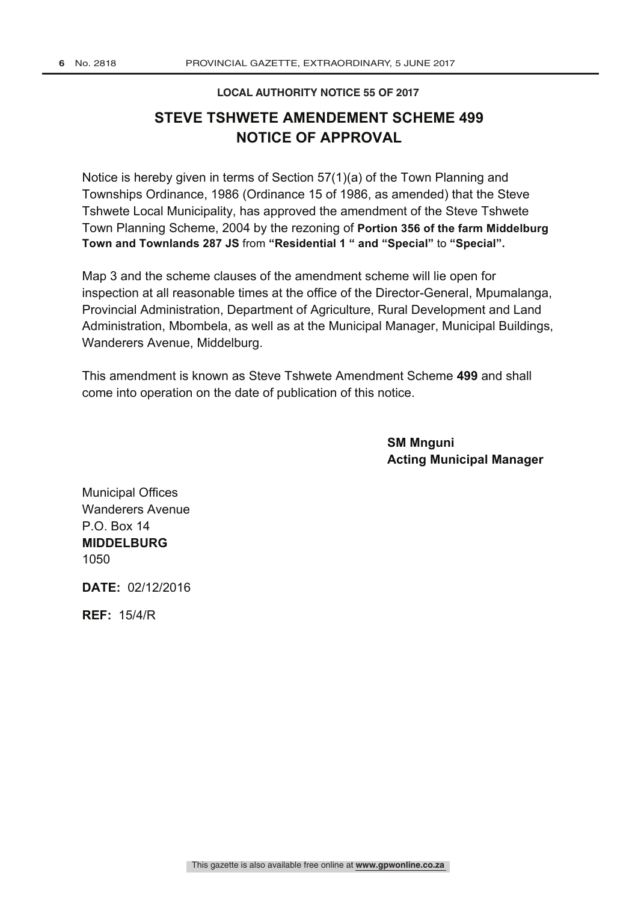**LOCAL AUTHORITY NOTICE 55 OF 2017**

# STEVE TSHWETE AMENDEMENT SCHEME 499
# NOTICE OF APPROVAL

Notice is hereby given in terms of Section 57(1)(a) of the Town Planning and Townships Ordinance, 1986 (Ordinance 15 of 1986, as amended) that the Steve Tshwete Local Municipality, has approved the amendment of the Steve Tshwete Town Planning Scheme, 2004 by the rezoning of **Portion 356 of the farm Middelburg Town and Townlands 287 JS** from **"Residential 1 " and "Special"** to **"Special".**

Map 3 and the scheme clauses of the amendment scheme will lie open for inspection at all reasonable times at the office of the Director-General, Mpumalanga, Provincial Administration, Department of Agriculture, Rural Development and Land Administration, Mbombela, as well as at the Municipal Manager, Municipal Buildings, Wanderers Avenue, Middelburg.

This amendment is known as Steve Tshwete Amendment Scheme **499** and shall come into operation on the date of publication of this notice.

**SM Mnguni**
**Acting Municipal Manager**

Municipal Offices
Wanderers Avenue
P.O. Box 14
**MIDDELBURG**
1050

**DATE:** 02/12/2016

**REF:** 15/4/R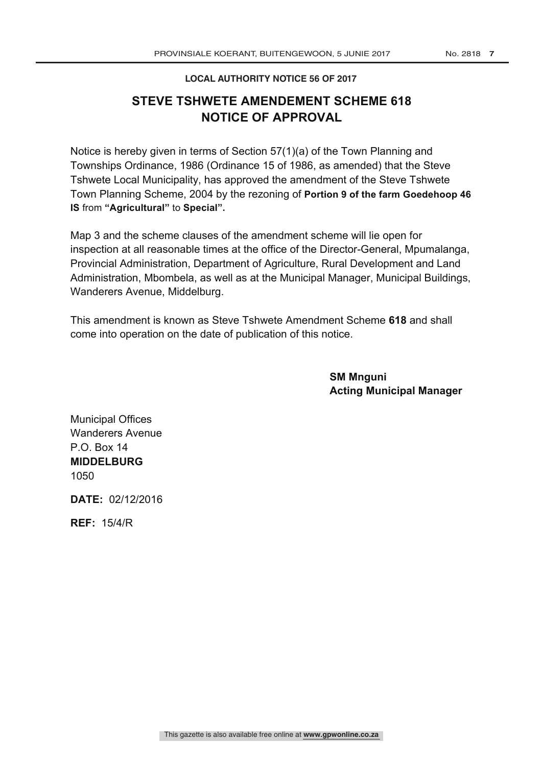**LOCAL AUTHORITY NOTICE 56 OF 2017**

# STEVE TSHWETE AMENDEMENT SCHEME 618
# NOTICE OF APPROVAL

Notice is hereby given in terms of Section 57(1)(a) of the Town Planning and Townships Ordinance, 1986 (Ordinance 15 of 1986, as amended) that the Steve Tshwete Local Municipality, has approved the amendment of the Steve Tshwete Town Planning Scheme, 2004 by the rezoning of **Portion 9 of the farm Goedehoop 46 IS** from **"Agricultural"** to **Special".**

Map 3 and the scheme clauses of the amendment scheme will lie open for inspection at all reasonable times at the office of the Director-General, Mpumalanga, Provincial Administration, Department of Agriculture, Rural Development and Land Administration, Mbombela, as well as at the Municipal Manager, Municipal Buildings, Wanderers Avenue, Middelburg.

This amendment is known as Steve Tshwete Amendment Scheme **618** and shall come into operation on the date of publication of this notice.

**SM Mnguni**
**Acting Municipal Manager**

Municipal Offices
Wanderers Avenue
P.O. Box 14
**MIDDELBURG**
1050

**DATE:** 02/12/2016

**REF:** 15/4/R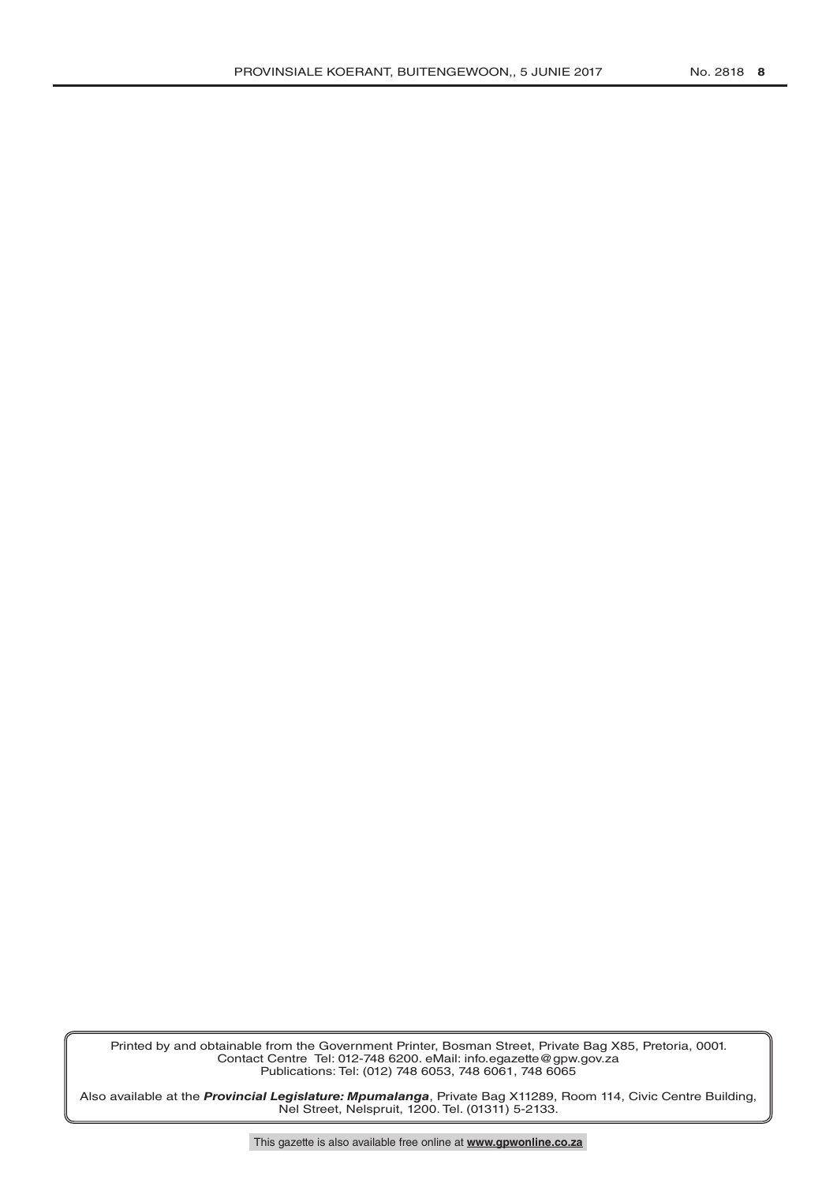Printed by and obtainable from the Government Printer, Bosman Street, Private Bag X85, Pretoria, 0001.
Contact Centre Tel: 012-748 6200. eMail: info.egazette@gpw.gov.za
Publications: Tel: (012) 748 6053, 748 6061, 748 6065

Also available at the ***Provincial Legislature: Mpumalanga***, Private Bag X11289, Room 114, Civic Centre Building, Nel Street, Nelspruit, 1200. Tel. (01311) 5-2133.

This gazette is also available free online at **www.gpwonline.co.za**